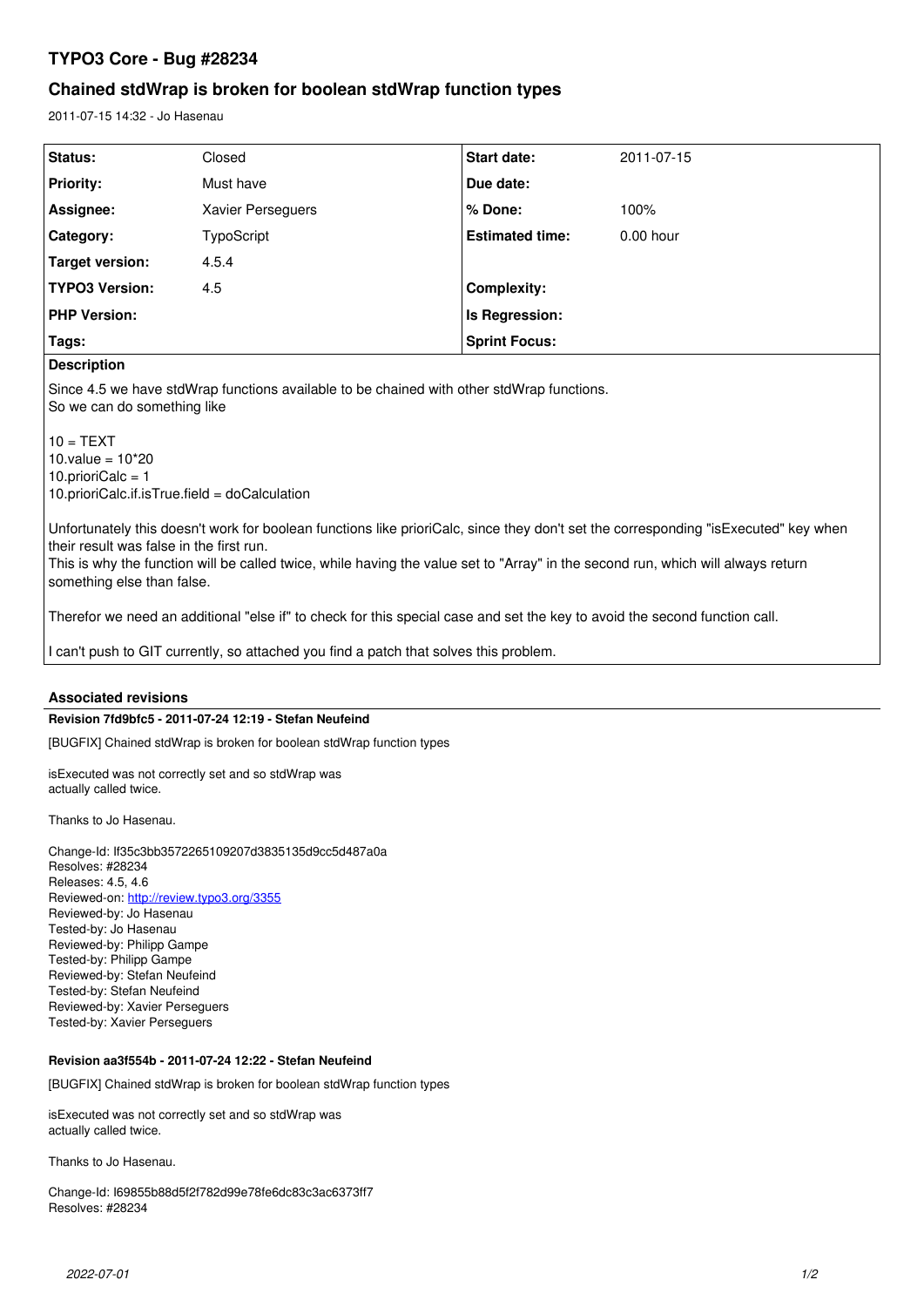# TYPO3 Core - Bug #28234

## Chained stdWrap is broken for boolean stdWrap function types

2011-07-15 14:32 - Jo Hasenau

| Status: | Closed | Start date: | 2011-07-15 |
| --- | --- | --- | --- |
| Priority: | Must have | Due date: | |
| Assignee: | Xavier Perseguers | % Done: | 100% |
| Category: | TypoScript | Estimated time: | 0.00 hour |
| Target version: | 4.5.4 | | |
| TYPO3 Version: | 4.5 | Complexity: | |
| PHP Version: | | Is Regression: | |
| Tags: | | Sprint Focus: | |

**Description**

Since 4.5 we have stdWrap functions available to be chained with other stdWrap functions.
So we can do something like

10 = TEXT
10.value = 10*20
10.prioriCalc = 1
10.prioriCalc.if.isTrue.field = doCalculation

Unfortunately this doesn't work for boolean functions like prioriCalc, since they don't set the corresponding "isExecuted" key when their result was false in the first run.
This is why the function will be called twice, while having the value set to "Array" in the second run, which will always return something else than false.

Therefor we need an additional "else if" to check for this special case and set the key to avoid the second function call.

I can't push to GIT currently, so attached you find a patch that solves this problem.

### Associated revisions

**Revision 7fd9bfc5 - 2011-07-24 12:19 - Stefan Neufeind**

[BUGFIX] Chained stdWrap is broken for boolean stdWrap function types

isExecuted was not correctly set and so stdWrap was
actually called twice.

Thanks to Jo Hasenau.

Change-Id: If35c3bb3572265109207d3835135d9cc5d487a0a
Resolves: #28234
Releases: 4.5, 4.6
Reviewed-on: http://review.typo3.org/3355
Reviewed-by: Jo Hasenau
Tested-by: Jo Hasenau
Reviewed-by: Philipp Gampe
Tested-by: Philipp Gampe
Reviewed-by: Stefan Neufeind
Tested-by: Stefan Neufeind
Reviewed-by: Xavier Perseguers
Tested-by: Xavier Perseguers

**Revision aa3f554b - 2011-07-24 12:22 - Stefan Neufeind**

[BUGFIX] Chained stdWrap is broken for boolean stdWrap function types

isExecuted was not correctly set and so stdWrap was
actually called twice.

Thanks to Jo Hasenau.

Change-Id: I69855b88d5f2f782d99e78fe6dc83c3ac6373ff7
Resolves: #28234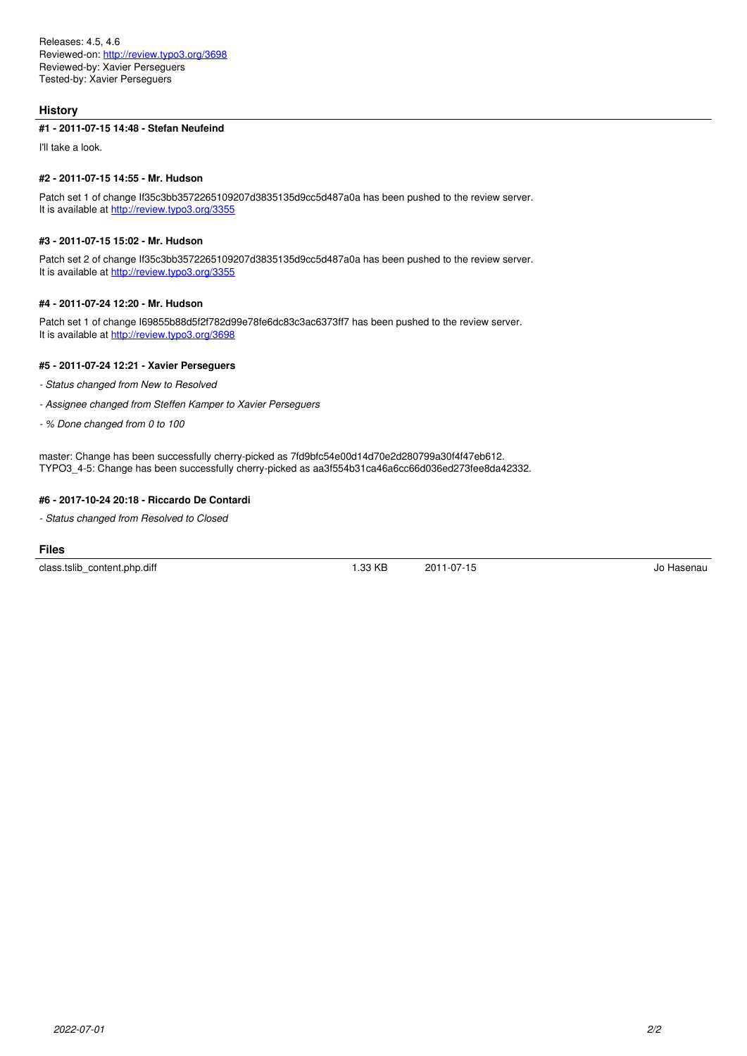Releases: 4.5, 4.6
Reviewed-on: http://review.typo3.org/3698
Reviewed-by: Xavier Perseguers
Tested-by: Xavier Perseguers

## History

### #1 - 2011-07-15 14:48 - Stefan Neufeind

I'll take a look.

### #2 - 2011-07-15 14:55 - Mr. Hudson

Patch set 1 of change If35c3bb3572265109207d3835135d9cc5d487a0a has been pushed to the review server.
It is available at http://review.typo3.org/3355

### #3 - 2011-07-15 15:02 - Mr. Hudson

Patch set 2 of change If35c3bb3572265109207d3835135d9cc5d487a0a has been pushed to the review server.
It is available at http://review.typo3.org/3355

### #4 - 2011-07-24 12:20 - Mr. Hudson

Patch set 1 of change I69855b88d5f2f782d99e78fe6dc83c3ac6373ff7 has been pushed to the review server.
It is available at http://review.typo3.org/3698

### #5 - 2011-07-24 12:21 - Xavier Perseguers

- *Status changed from New to Resolved*
- *Assignee changed from Steffen Kamper to Xavier Perseguers*
- *% Done changed from 0 to 100*

master: Change has been successfully cherry-picked as 7fd9bfc54e00d14d70e2d280799a30f4f47eb612.
TYPO3_4-5: Change has been successfully cherry-picked as aa3f554b31ca46a6cc66d036ed273fee8da42332.

### #6 - 2017-10-24 20:18 - Riccardo De Contardi

- *Status changed from Resolved to Closed*

## Files

| | | | |
|---|---|---|---|
| class.tslib_content.php.diff | 1.33 KB | 2011-07-15 | Jo Hasenau |